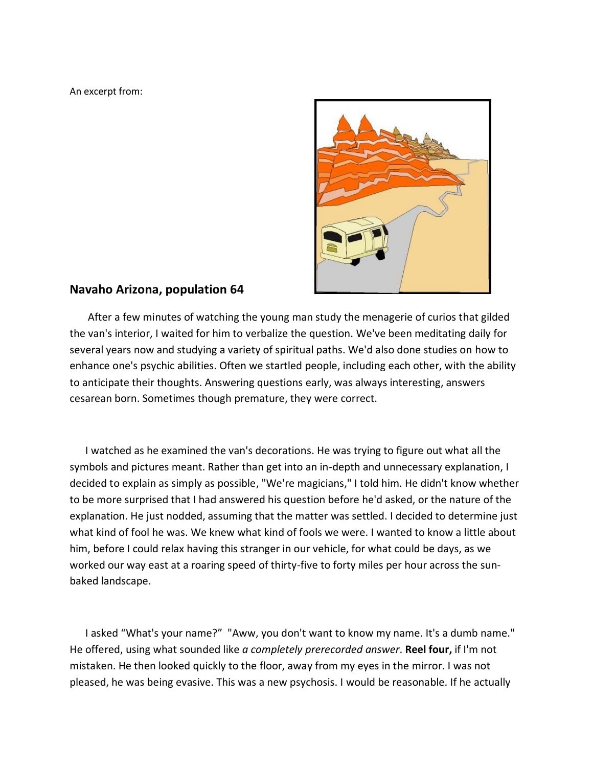An excerpt from:

## **Navaho Arizona, population 64**

After a few minutes of watching the young man study the menagerie of curios that gilded the van's interior, I waited for him to verbalize the question. We've been meditating daily for several years now and studying a variety of spiritual paths. We'd also done studies on how to enhance one's psychic abilities. Often we startled people, including each other, with the ability to anticipate their thoughts. Answering questions early, was always interesting, answers cesarean born. Sometimes though premature, they were correct.

I watched as he examined the van's decorations. He was trying to figure out what all the symbols and pictures meant. Rather than get into an in-depth and unnecessary explanation, I decided to explain as simply as possible, "We're magicians," I told him. He didn't know whether to be more surprised that I had answered his question before he'd asked, or the nature of the explanation. He just nodded, assuming that the matter was settled. I decided to determine just what kind of fool he was. We knew what kind of fools we were. I wanted to know a little about him, before I could relax having this stranger in our vehicle, for what could be days, as we worked our way east at a roaring speed of thirty-five to forty miles per hour across the sun-baked landscape.

I asked "What's your name?" "Aww, you don't want to know my name. It's a dumb name." He offered, using what sounded like *a completely prerecorded answer*. **Reel four,** if I'm not mistaken. He then looked quickly to the floor, away from my eyes in the mirror. I was not pleased, he was being evasive. This was a new psychosis. I would be reasonable. If he actually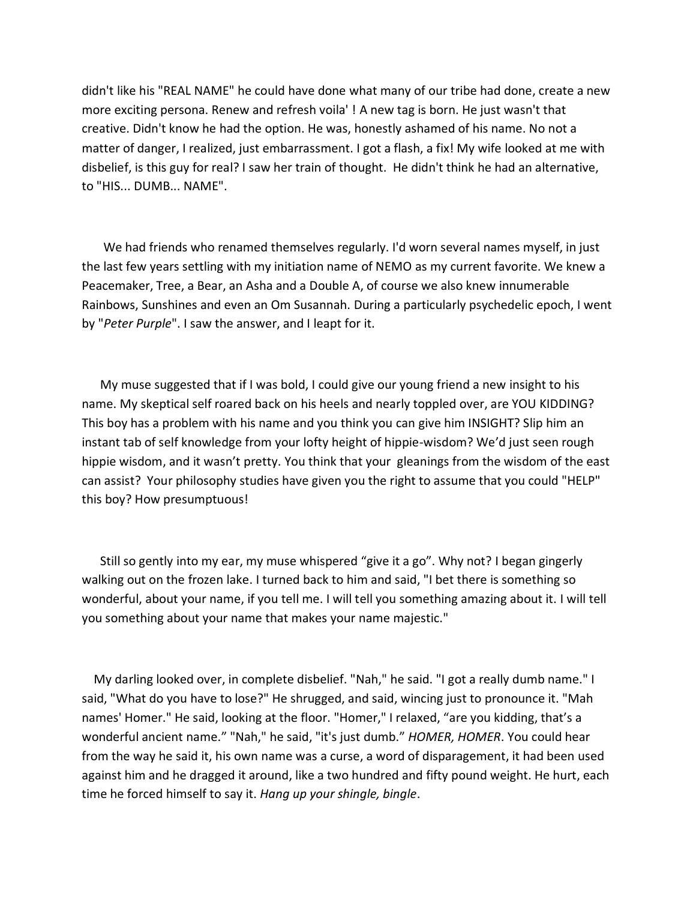didn't like his "REAL NAME" he could have done what many of our tribe had done, create a new more exciting persona. Renew and refresh voila' ! A new tag is born. He just wasn't that creative. Didn't know he had the option. He was, honestly ashamed of his name. No not a matter of danger, I realized, just embarrassment. I got a flash, a fix! My wife looked at me with disbelief, is this guy for real? I saw her train of thought. He didn't think he had an alternative, to "HIS... DUMB... NAME".

We had friends who renamed themselves regularly. I'd worn several names myself, in just the last few years settling with my initiation name of NEMO as my current favorite. We knew a Peacemaker, Tree, a Bear, an Asha and a Double A, of course we also knew innumerable Rainbows, Sunshines and even an Om Susannah. During a particularly psychedelic epoch, I went by "*Peter Purple*". I saw the answer, and I leapt for it.

My muse suggested that if I was bold, I could give our young friend a new insight to his name. My skeptical self roared back on his heels and nearly toppled over, are YOU KIDDING? This boy has a problem with his name and you think you can give him INSIGHT? Slip him an instant tab of self knowledge from your lofty height of hippie-wisdom? We'd just seen rough hippie wisdom, and it wasn't pretty. You think that your gleanings from the wisdom of the east can assist? Your philosophy studies have given you the right to assume that you could "HELP" this boy? How presumptuous!

Still so gently into my ear, my muse whispered "give it a go". Why not? I began gingerly walking out on the frozen lake. I turned back to him and said, "I bet there is something so wonderful, about your name, if you tell me. I will tell you something amazing about it. I will tell you something about your name that makes your name majestic."

My darling looked over, in complete disbelief. "Nah," he said. "I got a really dumb name." I said, "What do you have to lose?" He shrugged, and said, wincing just to pronounce it. "Mah names' Homer." He said, looking at the floor. "Homer," I relaxed, "are you kidding, that's a wonderful ancient name." "Nah," he said, "it's just dumb." *HOMER, HOMER*. You could hear from the way he said it, his own name was a curse, a word of disparagement, it had been used against him and he dragged it around, like a two hundred and fifty pound weight. He hurt, each time he forced himself to say it. *Hang up your shingle, bingle*.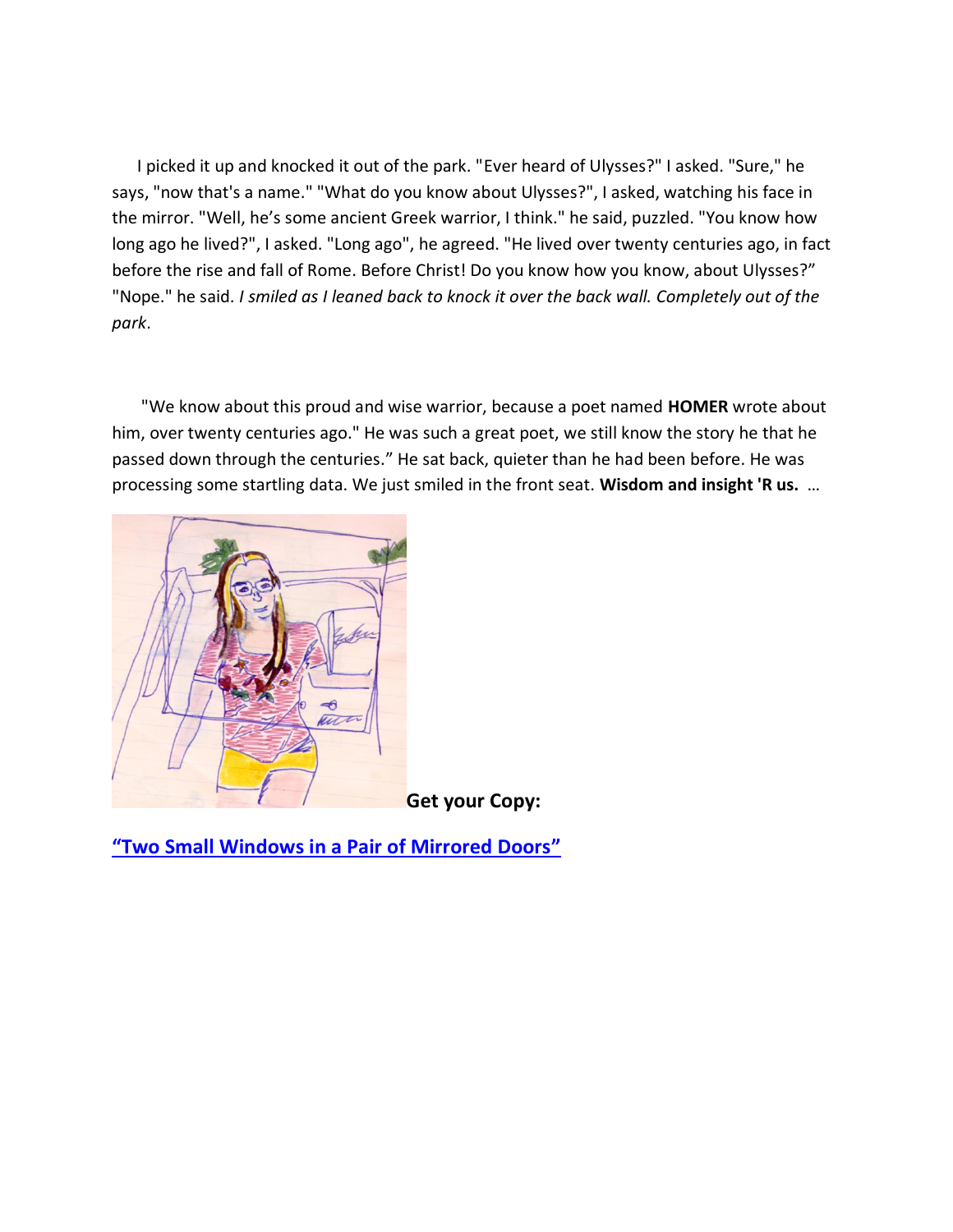I picked it up and knocked it out of the park. "Ever heard of Ulysses?" I asked. "Sure," he says, "now that's a name." "What do you know about Ulysses?", I asked, watching his face in the mirror. "Well, he's some ancient Greek warrior, I think." he said, puzzled. "You know how long ago he lived?", I asked. "Long ago", he agreed. "He lived over twenty centuries ago, in fact before the rise and fall of Rome. Before Christ! Do you know how you know, about Ulysses?" "Nope." he said. *I smiled as I leaned back to knock it over the back wall. Completely out of the park*.

"We know about this proud and wise warrior, because a poet named **HOMER** wrote about him, over twenty centuries ago." He was such a great poet, we still know the story he that he passed down through the centuries." He sat back, quieter than he had been before. He was processing some startling data. We just smiled in the front seat. **Wisdom and insight 'R us.** …

**Get your Copy:**

**["Two Small Windows in a Pair of Mirrored Doors"]()**